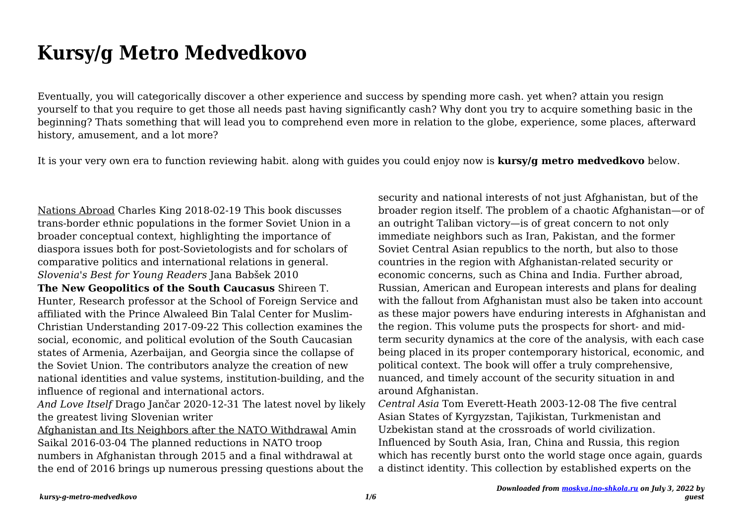# Kursy/g Metro Medvedkovo

Eventually, you will categorically discover a other experience and success by spending more cash. yet when? attain you resign yourself to that you require to get those all needs past having significantly cash? Why dont you try to acquire something basic in the beginning? Thats something that will lead you to comprehend even more in relation to the globe, experience, some places, afterward history, amusement, and a lot more?

It is your very own era to function reviewing habit. along with guides you could enjoy now is **kursy/g metro medvedkovo** below.

Nations Abroad Charles King 2018-02-19 This book discusses trans-border ethnic populations in the former Soviet Union in a broader conceptual context, highlighting the importance of diaspora issues both for post-Sovietologists and for scholars of comparative politics and international relations in general.

*Slovenia's Best for Young Readers* Jana Babšek 2010

**The New Geopolitics of the South Caucasus** Shireen T. Hunter, Research professor at the School of Foreign Service and affiliated with the Prince Alwaleed Bin Talal Center for Muslim-Christian Understanding 2017-09-22 This collection examines the social, economic, and political evolution of the South Caucasian states of Armenia, Azerbaijan, and Georgia since the collapse of the Soviet Union. The contributors analyze the creation of new national identities and value systems, institution-building, and the influence of regional and international actors.

*And Love Itself* Drago Jančar 2020-12-31 The latest novel by likely the greatest living Slovenian writer

Afghanistan and Its Neighbors after the NATO Withdrawal Amin Saikal 2016-03-04 The planned reductions in NATO troop numbers in Afghanistan through 2015 and a final withdrawal at the end of 2016 brings up numerous pressing questions about the security and national interests of not just Afghanistan, but of the broader region itself. The problem of a chaotic Afghanistan—or of an outright Taliban victory—is of great concern to not only immediate neighbors such as Iran, Pakistan, and the former Soviet Central Asian republics to the north, but also to those countries in the region with Afghanistan-related security or economic concerns, such as China and India. Further abroad, Russian, American and European interests and plans for dealing with the fallout from Afghanistan must also be taken into account as these major powers have enduring interests in Afghanistan and the region. This volume puts the prospects for short- and mid-term security dynamics at the core of the analysis, with each case being placed in its proper contemporary historical, economic, and political context. The book will offer a truly comprehensive, nuanced, and timely account of the security situation in and around Afghanistan.

*Central Asia* Tom Everett-Heath 2003-12-08 The five central Asian States of Kyrgyzstan, Tajikistan, Turkmenistan and Uzbekistan stand at the crossroads of world civilization. Influenced by South Asia, Iran, China and Russia, this region which has recently burst onto the world stage once again, guards a distinct identity. This collection by established experts on the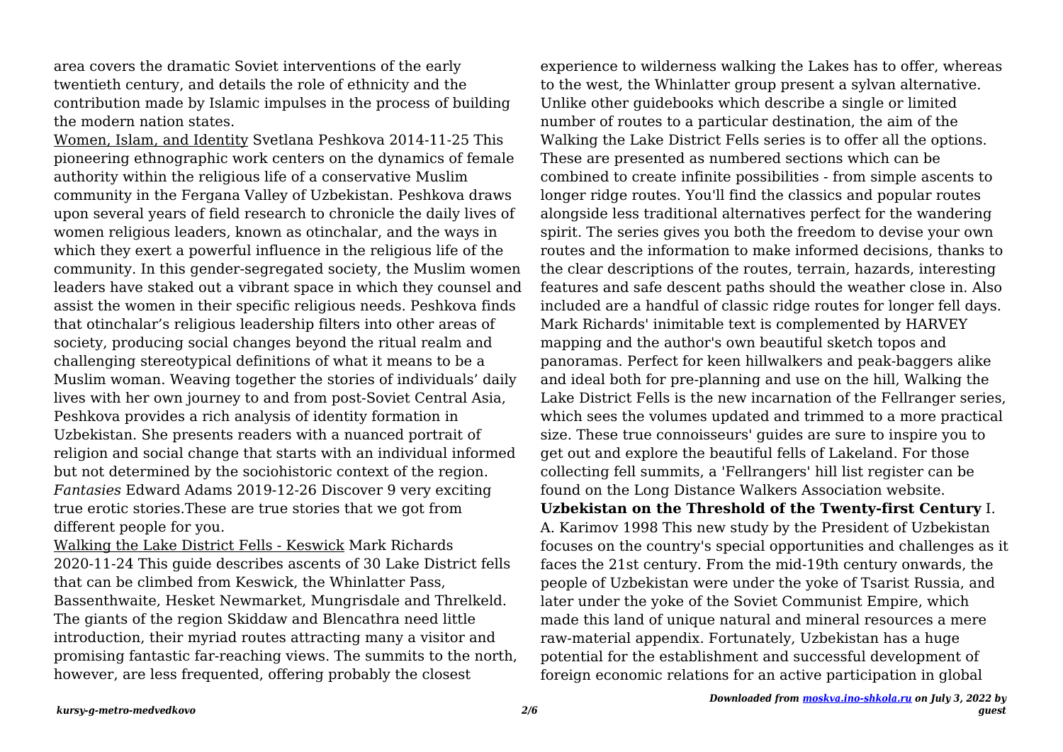area covers the dramatic Soviet interventions of the early twentieth century, and details the role of ethnicity and the contribution made by Islamic impulses in the process of building the modern nation states.

Women, Islam, and Identity Svetlana Peshkova 2014-11-25 This pioneering ethnographic work centers on the dynamics of female authority within the religious life of a conservative Muslim community in the Fergana Valley of Uzbekistan. Peshkova draws upon several years of field research to chronicle the daily lives of women religious leaders, known as otinchalar, and the ways in which they exert a powerful influence in the religious life of the community. In this gender-segregated society, the Muslim women leaders have staked out a vibrant space in which they counsel and assist the women in their specific religious needs. Peshkova finds that otinchalar's religious leadership filters into other areas of society, producing social changes beyond the ritual realm and challenging stereotypical definitions of what it means to be a Muslim woman. Weaving together the stories of individuals' daily lives with her own journey to and from post-Soviet Central Asia, Peshkova provides a rich analysis of identity formation in Uzbekistan. She presents readers with a nuanced portrait of religion and social change that starts with an individual informed but not determined by the sociohistoric context of the region.

*Fantasies* Edward Adams 2019-12-26 Discover 9 very exciting true erotic stories.These are true stories that we got from different people for you.

Walking the Lake District Fells - Keswick Mark Richards 2020-11-24 This guide describes ascents of 30 Lake District fells that can be climbed from Keswick, the Whinlatter Pass, Bassenthwaite, Hesket Newmarket, Mungrisdale and Threlkeld. The giants of the region Skiddaw and Blencathra need little introduction, their myriad routes attracting many a visitor and promising fantastic far-reaching views. The summits to the north, however, are less frequented, offering probably the closest experience to wilderness walking the Lakes has to offer, whereas to the west, the Whinlatter group present a sylvan alternative. Unlike other guidebooks which describe a single or limited number of routes to a particular destination, the aim of the Walking the Lake District Fells series is to offer all the options. These are presented as numbered sections which can be combined to create infinite possibilities - from simple ascents to longer ridge routes. You'll find the classics and popular routes alongside less traditional alternatives perfect for the wandering spirit. The series gives you both the freedom to devise your own routes and the information to make informed decisions, thanks to the clear descriptions of the routes, terrain, hazards, interesting features and safe descent paths should the weather close in. Also included are a handful of classic ridge routes for longer fell days. Mark Richards' inimitable text is complemented by HARVEY mapping and the author's own beautiful sketch topos and panoramas. Perfect for keen hillwalkers and peak-baggers alike and ideal both for pre-planning and use on the hill, Walking the Lake District Fells is the new incarnation of the Fellranger series, which sees the volumes updated and trimmed to a more practical size. These true connoisseurs' guides are sure to inspire you to get out and explore the beautiful fells of Lakeland. For those collecting fell summits, a 'Fellrangers' hill list register can be found on the Long Distance Walkers Association website.

**Uzbekistan on the Threshold of the Twenty-first Century** I. A. Karimov 1998 This new study by the President of Uzbekistan focuses on the country's special opportunities and challenges as it faces the 21st century. From the mid-19th century onwards, the people of Uzbekistan were under the yoke of Tsarist Russia, and later under the yoke of the Soviet Communist Empire, which made this land of unique natural and mineral resources a mere raw-material appendix. Fortunately, Uzbekistan has a huge potential for the establishment and successful development of foreign economic relations for an active participation in global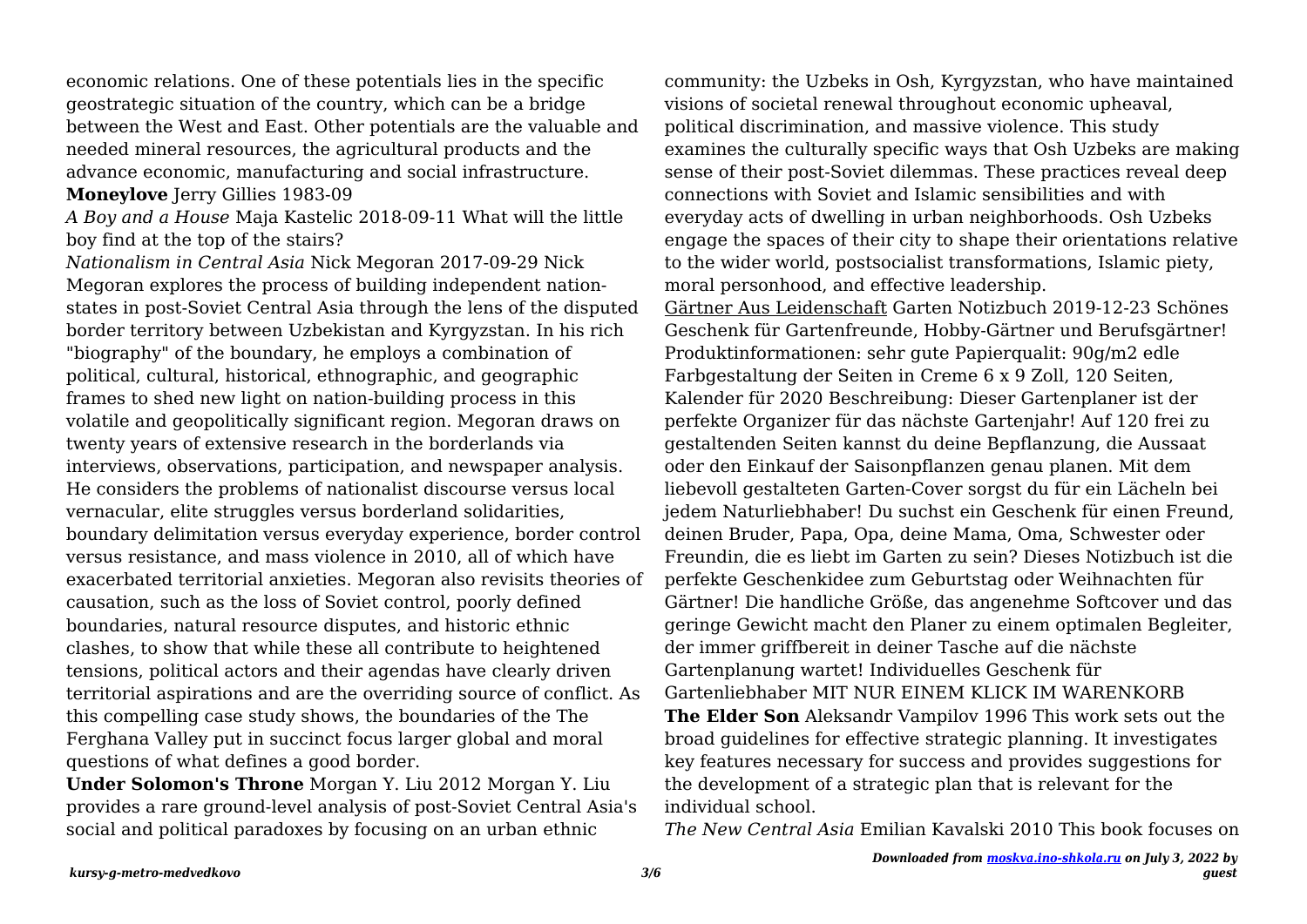economic relations. One of these potentials lies in the specific geostrategic situation of the country, which can be a bridge between the West and East. Other potentials are the valuable and needed mineral resources, the agricultural products and the advance economic, manufacturing and social infrastructure.

**Moneylove** Jerry Gillies 1983-09

*A Boy and a House* Maja Kastelic 2018-09-11 What will the little boy find at the top of the stairs?

*Nationalism in Central Asia* Nick Megoran 2017-09-29 Nick Megoran explores the process of building independent nation-states in post-Soviet Central Asia through the lens of the disputed border territory between Uzbekistan and Kyrgyzstan. In his rich "biography" of the boundary, he employs a combination of political, cultural, historical, ethnographic, and geographic frames to shed new light on nation-building process in this volatile and geopolitically significant region. Megoran draws on twenty years of extensive research in the borderlands via interviews, observations, participation, and newspaper analysis. He considers the problems of nationalist discourse versus local vernacular, elite struggles versus borderland solidarities, boundary delimitation versus everyday experience, border control versus resistance, and mass violence in 2010, all of which have exacerbated territorial anxieties. Megoran also revisits theories of causation, such as the loss of Soviet control, poorly defined boundaries, natural resource disputes, and historic ethnic clashes, to show that while these all contribute to heightened tensions, political actors and their agendas have clearly driven territorial aspirations and are the overriding source of conflict. As this compelling case study shows, the boundaries of the The Ferghana Valley put in succinct focus larger global and moral questions of what defines a good border.

**Under Solomon's Throne** Morgan Y. Liu 2012 Morgan Y. Liu provides a rare ground-level analysis of post-Soviet Central Asia's social and political paradoxes by focusing on an urban ethnic community: the Uzbeks in Osh, Kyrgyzstan, who have maintained visions of societal renewal throughout economic upheaval, political discrimination, and massive violence. This study examines the culturally specific ways that Osh Uzbeks are making sense of their post-Soviet dilemmas. These practices reveal deep connections with Soviet and Islamic sensibilities and with everyday acts of dwelling in urban neighborhoods. Osh Uzbeks engage the spaces of their city to shape their orientations relative to the wider world, postsocialist transformations, Islamic piety, moral personhood, and effective leadership.

Gärtner Aus Leidenschaft Garten Notizbuch 2019-12-23 Schönes Geschenk für Gartenfreunde, Hobby-Gärtner und Berufsgärtner! Produktinformationen: sehr gute Papierqualit: 90g/m2 edle Farbgestaltung der Seiten in Creme 6 x 9 Zoll, 120 Seiten, Kalender für 2020 Beschreibung: Dieser Gartenplaner ist der perfekte Organizer für das nächste Gartenjahr! Auf 120 frei zu gestaltenden Seiten kannst du deine Bepflanzung, die Aussaat oder den Einkauf der Saisonpflanzen genau planen. Mit dem liebevoll gestalteten Garten-Cover sorgst du für ein Lächeln bei jedem Naturliebhaber! Du suchst ein Geschenk für einen Freund, deinen Bruder, Papa, Opa, deine Mama, Oma, Schwester oder Freundin, die es liebt im Garten zu sein? Dieses Notizbuch ist die perfekte Geschenkidee zum Geburtstag oder Weihnachten für Gärtner! Die handliche Größe, das angenehme Softcover und das geringe Gewicht macht den Planer zu einem optimalen Begleiter, der immer griffbereit in deiner Tasche auf die nächste Gartenplanung wartet! Individuelles Geschenk für Gartenliebhaber MIT NUR EINEM KLICK IM WARENKORB

**The Elder Son** Aleksandr Vampilov 1996 This work sets out the broad guidelines for effective strategic planning. It investigates key features necessary for success and provides suggestions for the development of a strategic plan that is relevant for the individual school.

*The New Central Asia* Emilian Kavalski 2010 This book focuses on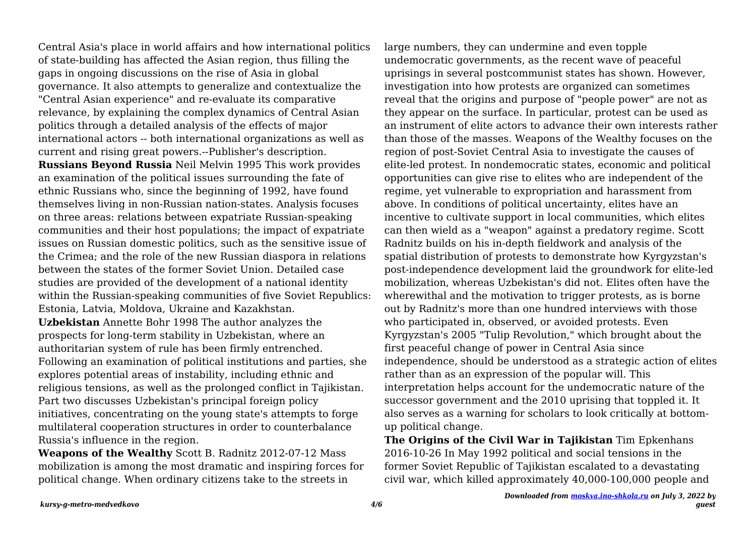Central Asia's place in world affairs and how international politics of state-building has affected the Asian region, thus filling the gaps in ongoing discussions on the rise of Asia in global governance. It also attempts to generalize and contextualize the "Central Asian experience" and re-evaluate its comparative relevance, by explaining the complex dynamics of Central Asian politics through a detailed analysis of the effects of major international actors -- both international organizations as well as current and rising great powers.--Publisher's description.

**Russians Beyond Russia** Neil Melvin 1995 This work provides an examination of the political issues surrounding the fate of ethnic Russians who, since the beginning of 1992, have found themselves living in non-Russian nation-states. Analysis focuses on three areas: relations between expatriate Russian-speaking communities and their host populations; the impact of expatriate issues on Russian domestic politics, such as the sensitive issue of the Crimea; and the role of the new Russian diaspora in relations between the states of the former Soviet Union. Detailed case studies are provided of the development of a national identity within the Russian-speaking communities of five Soviet Republics: Estonia, Latvia, Moldova, Ukraine and Kazakhstan.

**Uzbekistan** Annette Bohr 1998 The author analyzes the prospects for long-term stability in Uzbekistan, where an authoritarian system of rule has been firmly entrenched. Following an examination of political institutions and parties, she explores potential areas of instability, including ethnic and religious tensions, as well as the prolonged conflict in Tajikistan. Part two discusses Uzbekistan's principal foreign policy initiatives, concentrating on the young state's attempts to forge multilateral cooperation structures in order to counterbalance Russia's influence in the region.

**Weapons of the Wealthy** Scott B. Radnitz 2012-07-12 Mass mobilization is among the most dramatic and inspiring forces for political change. When ordinary citizens take to the streets in large numbers, they can undermine and even topple undemocratic governments, as the recent wave of peaceful uprisings in several postcommunist states has shown. However, investigation into how protests are organized can sometimes reveal that the origins and purpose of "people power" are not as they appear on the surface. In particular, protest can be used as an instrument of elite actors to advance their own interests rather than those of the masses. Weapons of the Wealthy focuses on the region of post-Soviet Central Asia to investigate the causes of elite-led protest. In nondemocratic states, economic and political opportunities can give rise to elites who are independent of the regime, yet vulnerable to expropriation and harassment from above. In conditions of political uncertainty, elites have an incentive to cultivate support in local communities, which elites can then wield as a "weapon" against a predatory regime. Scott Radnitz builds on his in-depth fieldwork and analysis of the spatial distribution of protests to demonstrate how Kyrgyzstan's post-independence development laid the groundwork for elite-led mobilization, whereas Uzbekistan's did not. Elites often have the wherewithal and the motivation to trigger protests, as is borne out by Radnitz's more than one hundred interviews with those who participated in, observed, or avoided protests. Even Kyrgyzstan's 2005 "Tulip Revolution," which brought about the first peaceful change of power in Central Asia since independence, should be understood as a strategic action of elites rather than as an expression of the popular will. This interpretation helps account for the undemocratic nature of the successor government and the 2010 uprising that toppled it. It also serves as a warning for scholars to look critically at bottom-up political change.

**The Origins of the Civil War in Tajikistan** Tim Epkenhans 2016-10-26 In May 1992 political and social tensions in the former Soviet Republic of Tajikistan escalated to a devastating civil war, which killed approximately 40,000-100,000 people and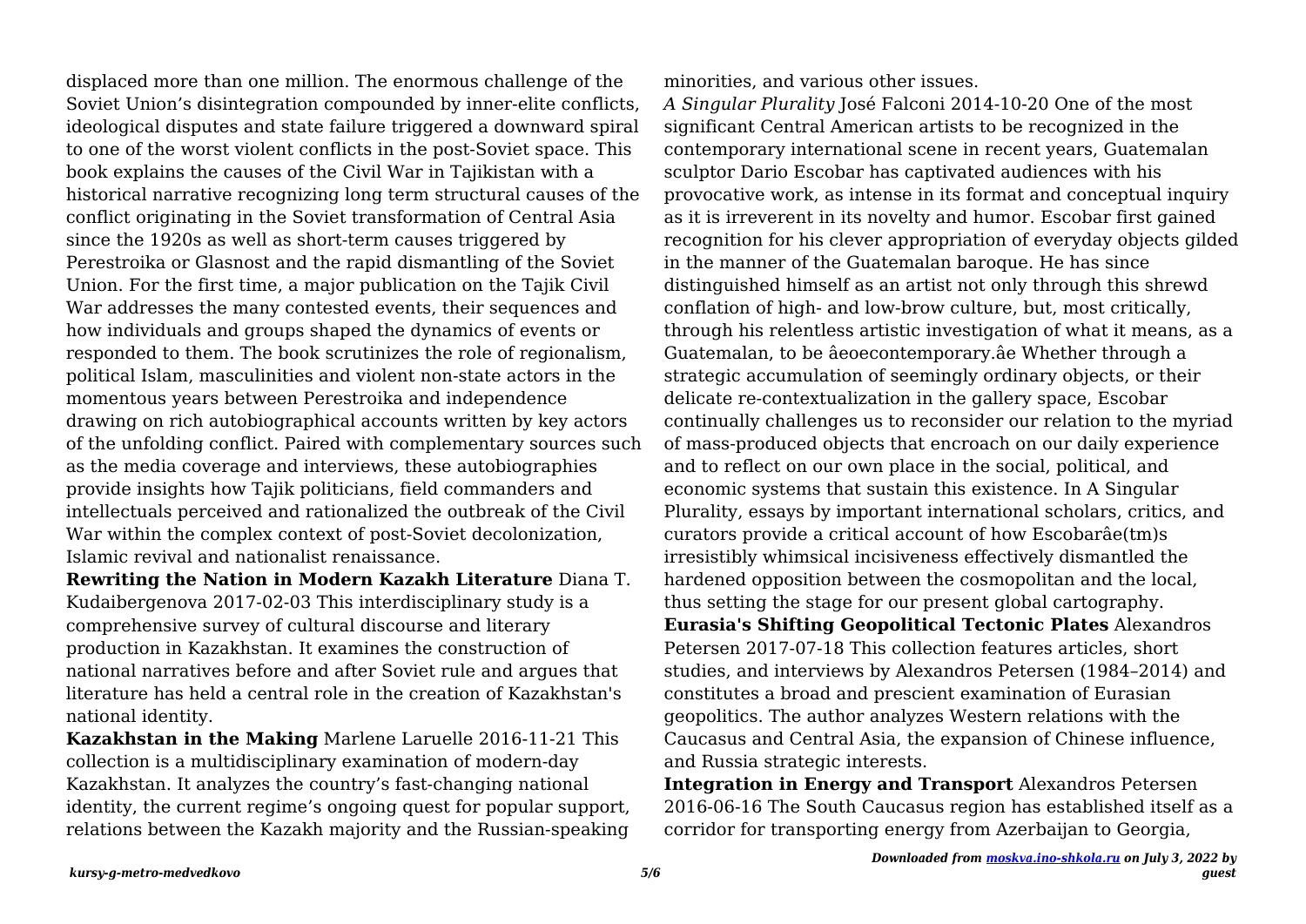displaced more than one million. The enormous challenge of the Soviet Union's disintegration compounded by inner-elite conflicts, ideological disputes and state failure triggered a downward spiral to one of the worst violent conflicts in the post-Soviet space. This book explains the causes of the Civil War in Tajikistan with a historical narrative recognizing long term structural causes of the conflict originating in the Soviet transformation of Central Asia since the 1920s as well as short-term causes triggered by Perestroika or Glasnost and the rapid dismantling of the Soviet Union. For the first time, a major publication on the Tajik Civil War addresses the many contested events, their sequences and how individuals and groups shaped the dynamics of events or responded to them. The book scrutinizes the role of regionalism, political Islam, masculinities and violent non-state actors in the momentous years between Perestroika and independence drawing on rich autobiographical accounts written by key actors of the unfolding conflict. Paired with complementary sources such as the media coverage and interviews, these autobiographies provide insights how Tajik politicians, field commanders and intellectuals perceived and rationalized the outbreak of the Civil War within the complex context of post-Soviet decolonization, Islamic revival and nationalist renaissance.

**Rewriting the Nation in Modern Kazakh Literature** Diana T. Kudaibergenova 2017-02-03 This interdisciplinary study is a comprehensive survey of cultural discourse and literary production in Kazakhstan. It examines the construction of national narratives before and after Soviet rule and argues that literature has held a central role in the creation of Kazakhstan's national identity.

**Kazakhstan in the Making** Marlene Laruelle 2016-11-21 This collection is a multidisciplinary examination of modern-day Kazakhstan. It analyzes the country's fast-changing national identity, the current regime's ongoing quest for popular support, relations between the Kazakh majority and the Russian-speaking minorities, and various other issues.

*A Singular Plurality* José Falconi 2014-10-20 One of the most significant Central American artists to be recognized in the contemporary international scene in recent years, Guatemalan sculptor Dario Escobar has captivated audiences with his provocative work, as intense in its format and conceptual inquiry as it is irreverent in its novelty and humor. Escobar first gained recognition for his clever appropriation of everyday objects gilded in the manner of the Guatemalan baroque. He has since distinguished himself as an artist not only through this shrewd conflation of high- and low-brow culture, but, most critically, through his relentless artistic investigation of what it means, as a Guatemalan, to be âeoecontemporary.âe Whether through a strategic accumulation of seemingly ordinary objects, or their delicate re-contextualization in the gallery space, Escobar continually challenges us to reconsider our relation to the myriad of mass-produced objects that encroach on our daily experience and to reflect on our own place in the social, political, and economic systems that sustain this existence. In A Singular Plurality, essays by important international scholars, critics, and curators provide a critical account of how Escobarâe(tm)s irresistibly whimsical incisiveness effectively dismantled the hardened opposition between the cosmopolitan and the local, thus setting the stage for our present global cartography.

**Eurasia's Shifting Geopolitical Tectonic Plates** Alexandros Petersen 2017-07-18 This collection features articles, short studies, and interviews by Alexandros Petersen (1984–2014) and constitutes a broad and prescient examination of Eurasian geopolitics. The author analyzes Western relations with the Caucasus and Central Asia, the expansion of Chinese influence, and Russia strategic interests.

**Integration in Energy and Transport** Alexandros Petersen 2016-06-16 The South Caucasus region has established itself as a corridor for transporting energy from Azerbaijan to Georgia,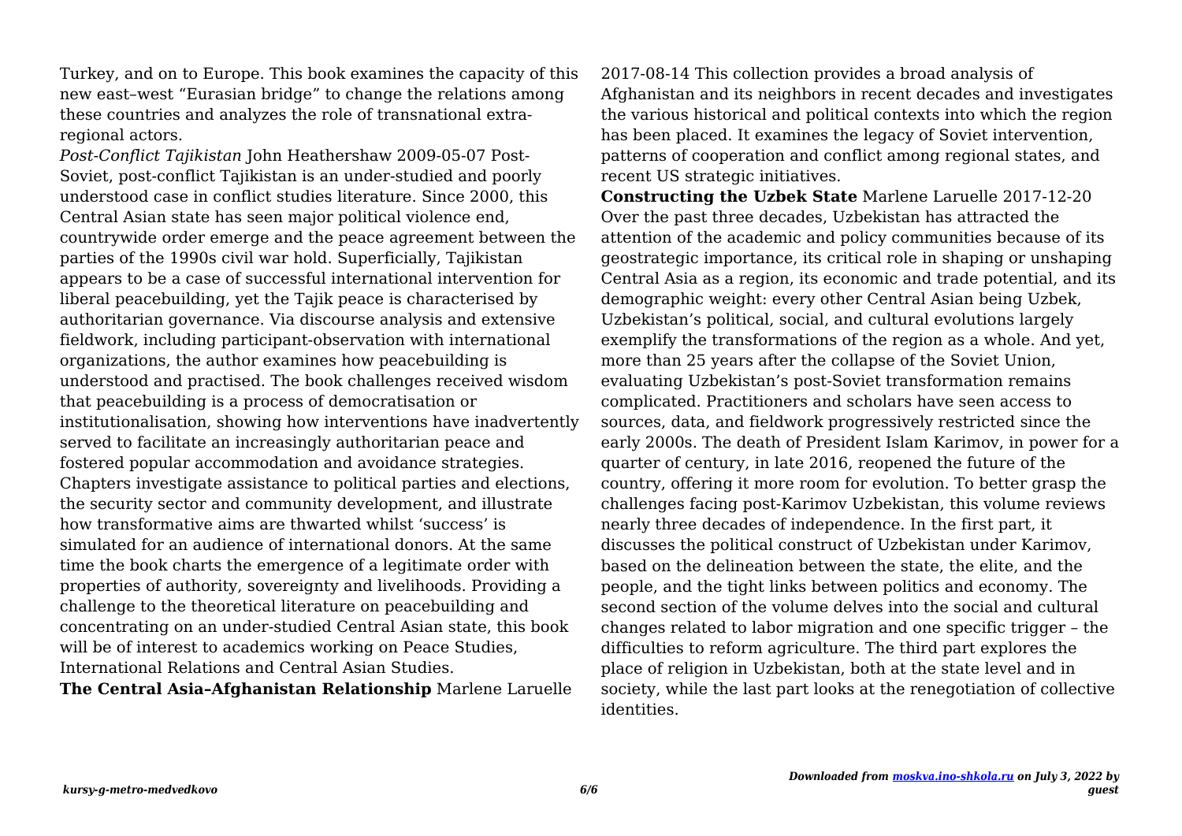Turkey, and on to Europe. This book examines the capacity of this new east–west "Eurasian bridge" to change the relations among these countries and analyzes the role of transnational extra-regional actors.

*Post-Conflict Tajikistan* John Heathershaw 2009-05-07 Post-Soviet, post-conflict Tajikistan is an under-studied and poorly understood case in conflict studies literature. Since 2000, this Central Asian state has seen major political violence end, countrywide order emerge and the peace agreement between the parties of the 1990s civil war hold. Superficially, Tajikistan appears to be a case of successful international intervention for liberal peacebuilding, yet the Tajik peace is characterised by authoritarian governance. Via discourse analysis and extensive fieldwork, including participant-observation with international organizations, the author examines how peacebuilding is understood and practised. The book challenges received wisdom that peacebuilding is a process of democratisation or institutionalisation, showing how interventions have inadvertently served to facilitate an increasingly authoritarian peace and fostered popular accommodation and avoidance strategies. Chapters investigate assistance to political parties and elections, the security sector and community development, and illustrate how transformative aims are thwarted whilst 'success' is simulated for an audience of international donors. At the same time the book charts the emergence of a legitimate order with properties of authority, sovereignty and livelihoods. Providing a challenge to the theoretical literature on peacebuilding and concentrating on an under-studied Central Asian state, this book will be of interest to academics working on Peace Studies, International Relations and Central Asian Studies.

**The Central Asia–Afghanistan Relationship** Marlene Laruelle 2017-08-14 This collection provides a broad analysis of Afghanistan and its neighbors in recent decades and investigates the various historical and political contexts into which the region has been placed. It examines the legacy of Soviet intervention, patterns of cooperation and conflict among regional states, and recent US strategic initiatives.

**Constructing the Uzbek State** Marlene Laruelle 2017-12-20 Over the past three decades, Uzbekistan has attracted the attention of the academic and policy communities because of its geostrategic importance, its critical role in shaping or unshaping Central Asia as a region, its economic and trade potential, and its demographic weight: every other Central Asian being Uzbek, Uzbekistan's political, social, and cultural evolutions largely exemplify the transformations of the region as a whole. And yet, more than 25 years after the collapse of the Soviet Union, evaluating Uzbekistan's post-Soviet transformation remains complicated. Practitioners and scholars have seen access to sources, data, and fieldwork progressively restricted since the early 2000s. The death of President Islam Karimov, in power for a quarter of century, in late 2016, reopened the future of the country, offering it more room for evolution. To better grasp the challenges facing post-Karimov Uzbekistan, this volume reviews nearly three decades of independence. In the first part, it discusses the political construct of Uzbekistan under Karimov, based on the delineation between the state, the elite, and the people, and the tight links between politics and economy. The second section of the volume delves into the social and cultural changes related to labor migration and one specific trigger – the difficulties to reform agriculture. The third part explores the place of religion in Uzbekistan, both at the state level and in society, while the last part looks at the renegotiation of collective identities.